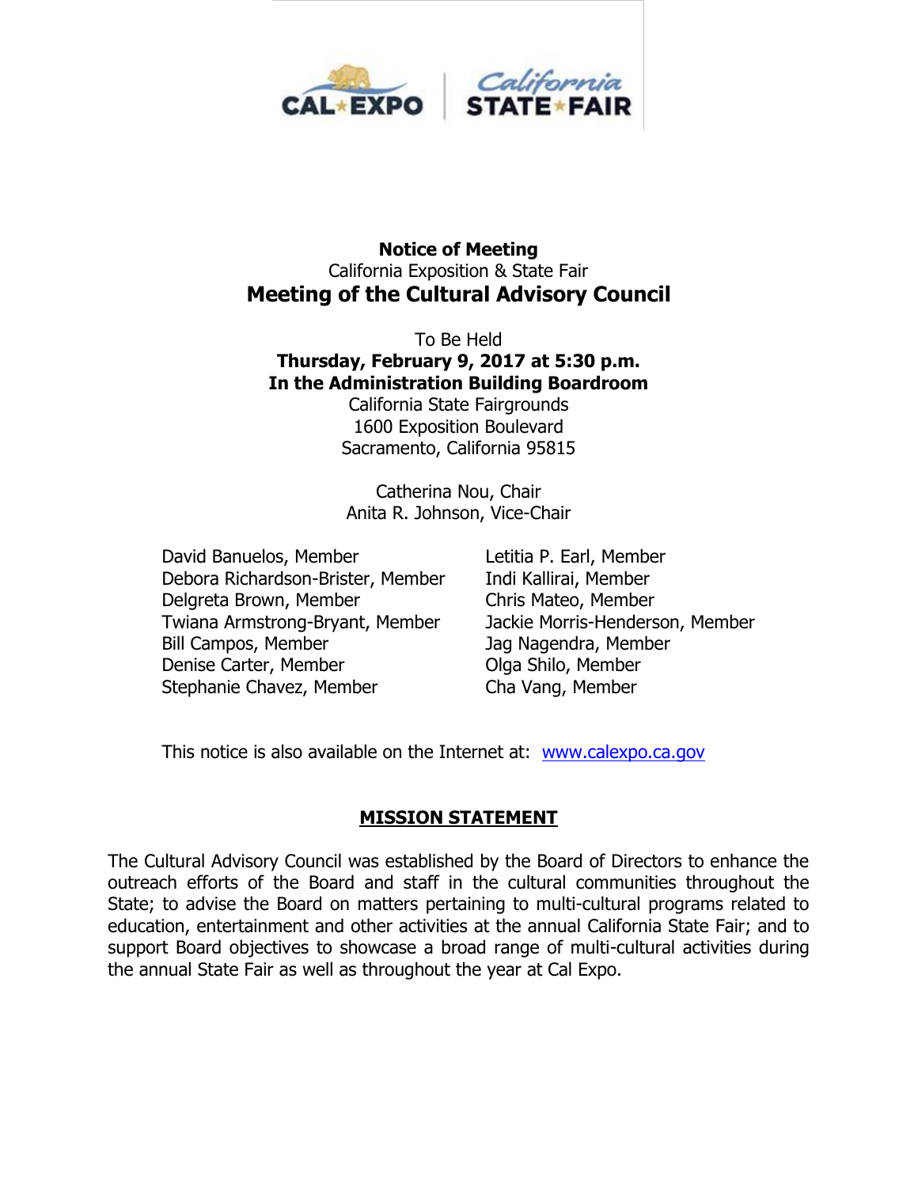CAL EXPO | California STATE FAIR

**Notice of Meeting**

California Exposition & State Fair

# Meeting of the Cultural Advisory Council

To Be Held

**Thursday, February 9, 2017 at 5:30 p.m.**

**In the Administration Building Boardroom**

California State Fairgrounds
1600 Exposition Boulevard
Sacramento, California 95815

Catherina Nou, Chair
Anita R. Johnson, Vice-Chair

David Banuelos, Member
Debora Richardson-Brister, Member
Delgreta Brown, Member
Twiana Armstrong-Bryant, Member
Bill Campos, Member
Denise Carter, Member
Stephanie Chavez, Member
Letitia P. Earl, Member
Indi Kallirai, Member
Chris Mateo, Member
Jackie Morris-Henderson, Member
Jag Nagendra, Member
Olga Shilo, Member
Cha Vang, Member

This notice is also available on the Internet at: [www.calexpo.ca.gov](http://www.calexpo.ca.gov)

## MISSION STATEMENT

The Cultural Advisory Council was established by the Board of Directors to enhance the outreach efforts of the Board and staff in the cultural communities throughout the State; to advise the Board on matters pertaining to multi-cultural programs related to education, entertainment and other activities at the annual California State Fair; and to support Board objectives to showcase a broad range of multi-cultural activities during the annual State Fair as well as throughout the year at Cal Expo.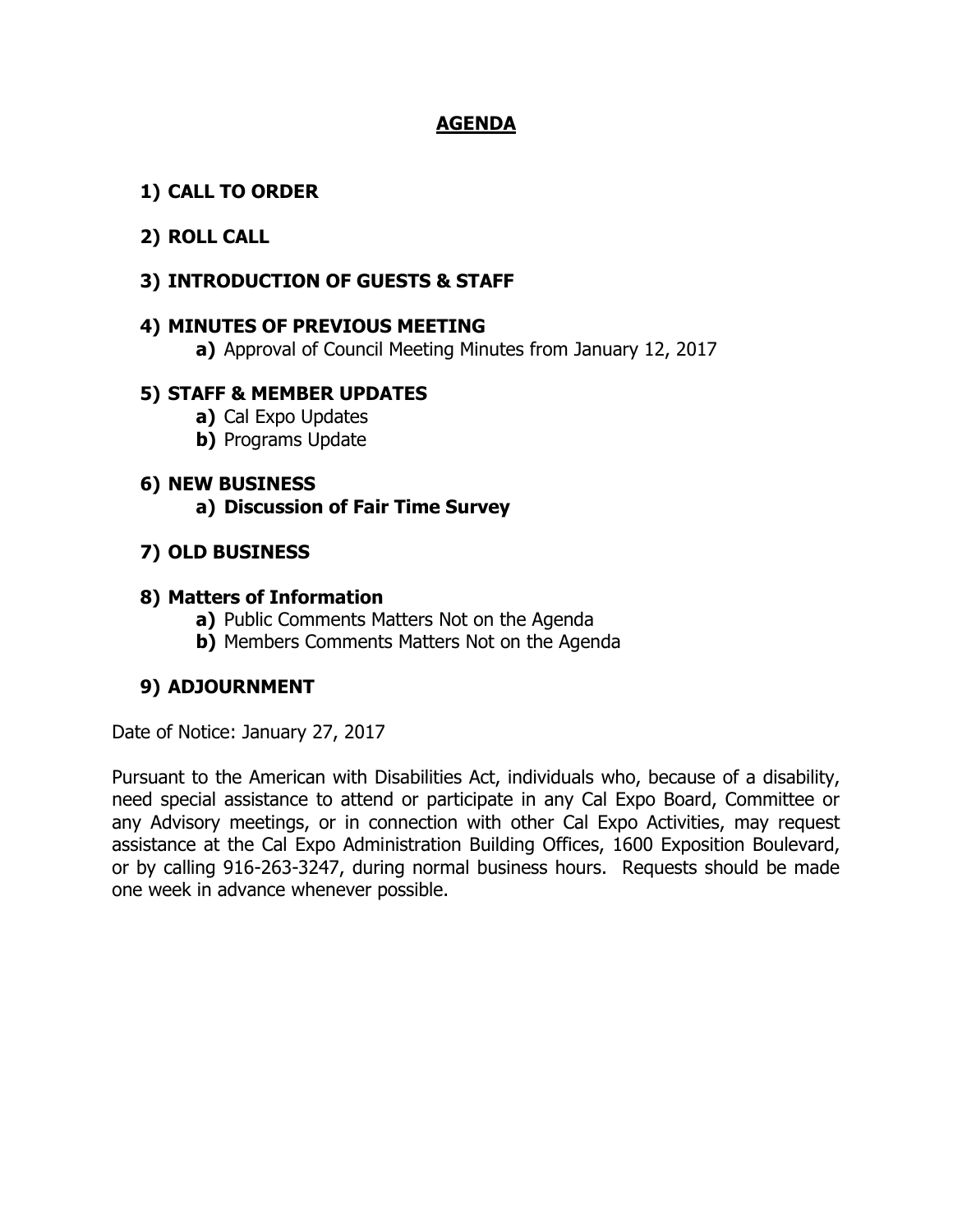# AGENDA

1) **CALL TO ORDER**

2) **ROLL CALL**

3) **INTRODUCTION OF GUESTS & STAFF**

4) **MINUTES OF PREVIOUS MEETING**
   - **a)** Approval of Council Meeting Minutes from January 12, 2017

5) **STAFF & MEMBER UPDATES**
   - **a)** Cal Expo Updates
   - **b)** Programs Update

6) **NEW BUSINESS**
   - **a) Discussion of Fair Time Survey**

7) **OLD BUSINESS**

8) **Matters of Information**
   - **a)** Public Comments Matters Not on the Agenda
   - **b)** Members Comments Matters Not on the Agenda

9) **ADJOURNMENT**

Date of Notice: January 27, 2017

Pursuant to the American with Disabilities Act, individuals who, because of a disability, need special assistance to attend or participate in any Cal Expo Board, Committee or any Advisory meetings, or in connection with other Cal Expo Activities, may request assistance at the Cal Expo Administration Building Offices, 1600 Exposition Boulevard, or by calling 916-263-3247, during normal business hours. Requests should be made one week in advance whenever possible.